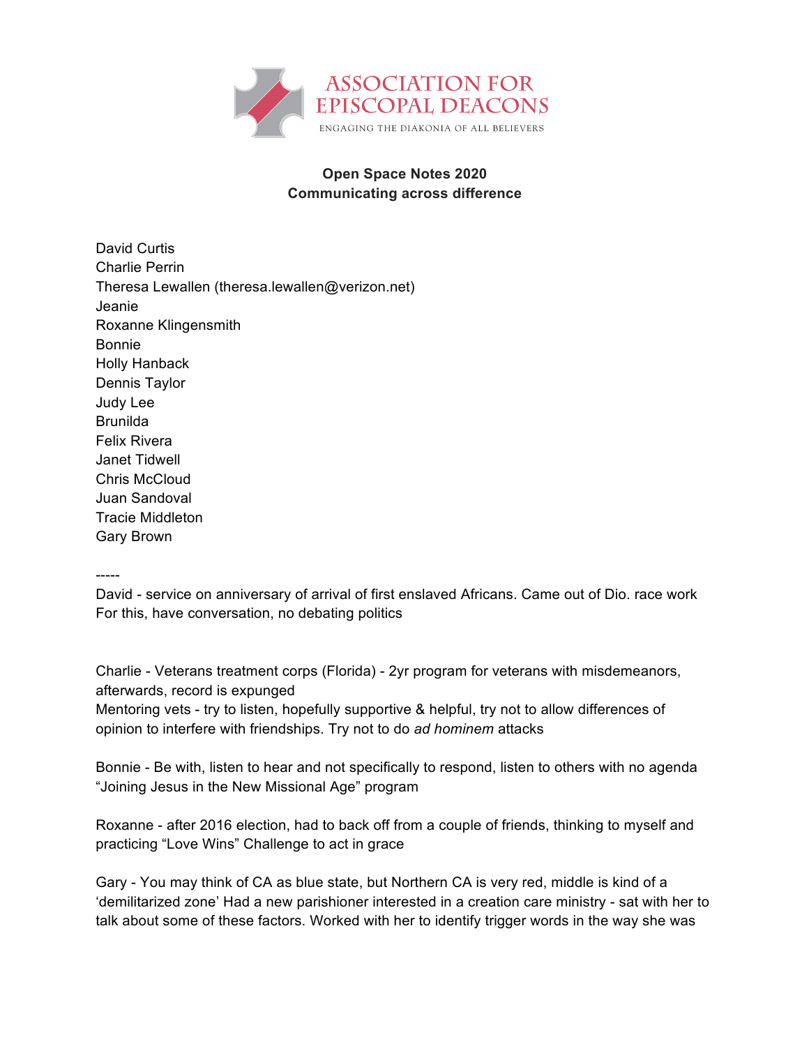ASSOCIATION FOR EPISCOPAL DEACONS

ENGAGING THE DIAKONIA OF ALL BELIEVERS

**Open Space Notes 2020**
**Communicating across difference**

David Curtis
Charlie Perrin
Theresa Lewallen (theresa.lewallen@verizon.net)
Jeanie
Roxanne Klingensmith
Bonnie
Holly Hanback
Dennis Taylor
Judy Lee
Brunilda
Felix Rivera
Janet Tidwell
Chris McCloud
Juan Sandoval
Tracie Middleton
Gary Brown

-----

David - service on anniversary of arrival of first enslaved Africans. Came out of Dio. race work
For this, have conversation, no debating politics

Charlie - Veterans treatment corps (Florida) - 2yr program for veterans with misdemeanors, afterwards, record is expunged
Mentoring vets - try to listen, hopefully supportive & helpful, try not to allow differences of opinion to interfere with friendships. Try not to do *ad hominem* attacks

Bonnie - Be with, listen to hear and not specifically to respond, listen to others with no agenda
"Joining Jesus in the New Missional Age" program

Roxanne - after 2016 election, had to back off from a couple of friends, thinking to myself and practicing "Love Wins" Challenge to act in grace

Gary - You may think of CA as blue state, but Northern CA is very red, middle is kind of a 'demilitarized zone' Had a new parishioner interested in a creation care ministry - sat with her to talk about some of these factors. Worked with her to identify trigger words in the way she was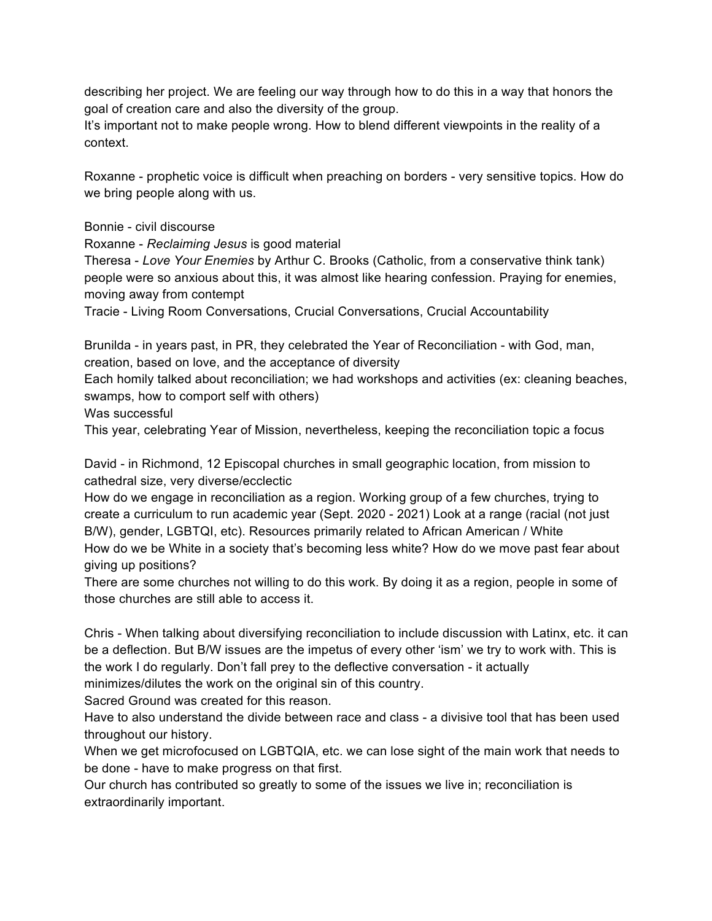describing her project. We are feeling our way through how to do this in a way that honors the goal of creation care and also the diversity of the group.
It's important not to make people wrong. How to blend different viewpoints in the reality of a context.

Roxanne - prophetic voice is difficult when preaching on borders - very sensitive topics. How do we bring people along with us.

Bonnie - civil discourse
Roxanne - *Reclaiming Jesus* is good material
Theresa - *Love Your Enemies* by Arthur C. Brooks (Catholic, from a conservative think tank) people were so anxious about this, it was almost like hearing confession. Praying for enemies, moving away from contempt
Tracie - Living Room Conversations, Crucial Conversations, Crucial Accountability

Brunilda - in years past, in PR, they celebrated the Year of Reconciliation - with God, man, creation, based on love, and the acceptance of diversity
Each homily talked about reconciliation; we had workshops and activities (ex: cleaning beaches, swamps, how to comport self with others)
Was successful
This year, celebrating Year of Mission, nevertheless, keeping the reconciliation topic a focus

David - in Richmond, 12 Episcopal churches in small geographic location, from mission to cathedral size, very diverse/ecclectic
How do we engage in reconciliation as a region. Working group of a few churches, trying to create a curriculum to run academic year (Sept. 2020 - 2021) Look at a range (racial (not just B/W), gender, LGBTQI, etc). Resources primarily related to African American / White
How do we be White in a society that's becoming less white? How do we move past fear about giving up positions?
There are some churches not willing to do this work. By doing it as a region, people in some of those churches are still able to access it.

Chris - When talking about diversifying reconciliation to include discussion with Latinx, etc. it can be a deflection. But B/W issues are the impetus of every other 'ism' we try to work with. This is the work I do regularly. Don't fall prey to the deflective conversation - it actually minimizes/dilutes the work on the original sin of this country.
Sacred Ground was created for this reason.
Have to also understand the divide between race and class - a divisive tool that has been used throughout our history.
When we get microfocused on LGBTQIA, etc. we can lose sight of the main work that needs to be done - have to make progress on that first.
Our church has contributed so greatly to some of the issues we live in; reconciliation is extraordinarily important.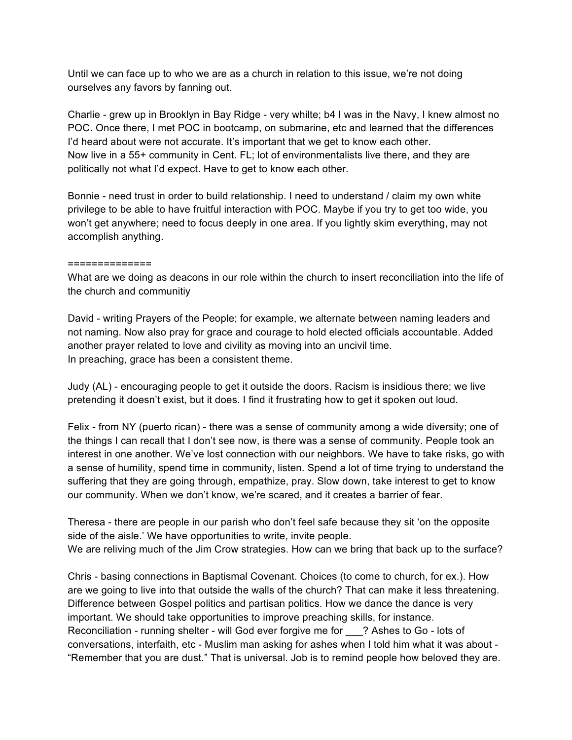Until we can face up to who we are as a church in relation to this issue, we're not doing ourselves any favors by fanning out.

Charlie - grew up in Brooklyn in Bay Ridge - very whilte; b4 I was in the Navy, I knew almost no POC. Once there, I met POC in bootcamp, on submarine, etc and learned that the differences I'd heard about were not accurate. It's important that we get to know each other.
Now live in a 55+ community in Cent. FL; lot of environmentalists live there, and they are politically not what I'd expect. Have to get to know each other.

Bonnie - need trust in order to build relationship. I need to understand / claim my own white privilege to be able to have fruitful interaction with POC. Maybe if you try to get too wide, you won't get anywhere; need to focus deeply in one area. If you lightly skim everything, may not accomplish anything.

==============

What are we doing as deacons in our role within the church to insert reconciliation into the life of the church and communitiy

David - writing Prayers of the People; for example, we alternate between naming leaders and not naming. Now also pray for grace and courage to hold elected officials accountable. Added another prayer related to love and civility as moving into an uncivil time.
In preaching, grace has been a consistent theme.

Judy (AL) - encouraging people to get it outside the doors. Racism is insidious there; we live pretending it doesn't exist, but it does. I find it frustrating how to get it spoken out loud.

Felix - from NY (puerto rican) - there was a sense of community among a wide diversity; one of the things I can recall that I don't see now, is there was a sense of community. People took an interest in one another. We've lost connection with our neighbors. We have to take risks, go with a sense of humility, spend time in community, listen. Spend a lot of time trying to understand the suffering that they are going through, empathize, pray. Slow down, take interest to get to know our community. When we don't know, we're scared, and it creates a barrier of fear.

Theresa - there are people in our parish who don't feel safe because they sit 'on the opposite side of the aisle.' We have opportunities to write, invite people.
We are reliving much of the Jim Crow strategies. How can we bring that back up to the surface?

Chris - basing connections in Baptismal Covenant. Choices (to come to church, for ex.). How are we going to live into that outside the walls of the church? That can make it less threatening. Difference between Gospel politics and partisan politics. How we dance the dance is very important. We should take opportunities to improve preaching skills, for instance.
Reconciliation - running shelter - will God ever forgive me for ___? Ashes to Go - lots of conversations, interfaith, etc - Muslim man asking for ashes when I told him what it was about - "Remember that you are dust." That is universal. Job is to remind people how beloved they are.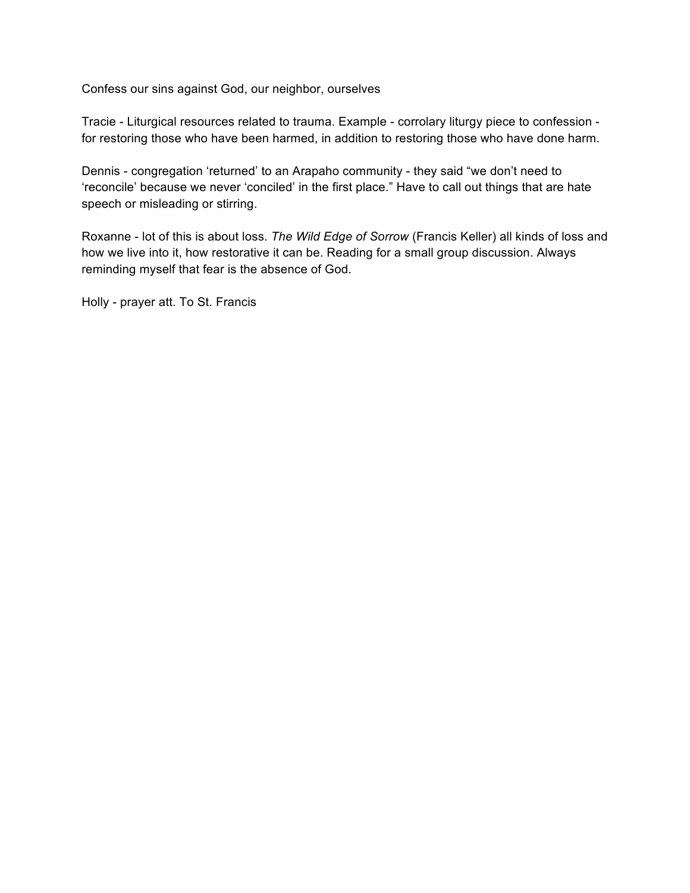Confess our sins against God, our neighbor, ourselves

Tracie - Liturgical resources related to trauma. Example - corrolary liturgy piece to confession - for restoring those who have been harmed, in addition to restoring those who have done harm.

Dennis - congregation 'returned' to an Arapaho community - they said "we don't need to 'reconcile' because we never 'conciled' in the first place." Have to call out things that are hate speech or misleading or stirring.

Roxanne - lot of this is about loss. *The Wild Edge of Sorrow* (Francis Keller) all kinds of loss and how we live into it, how restorative it can be. Reading for a small group discussion. Always reminding myself that fear is the absence of God.

Holly - prayer att. To St. Francis